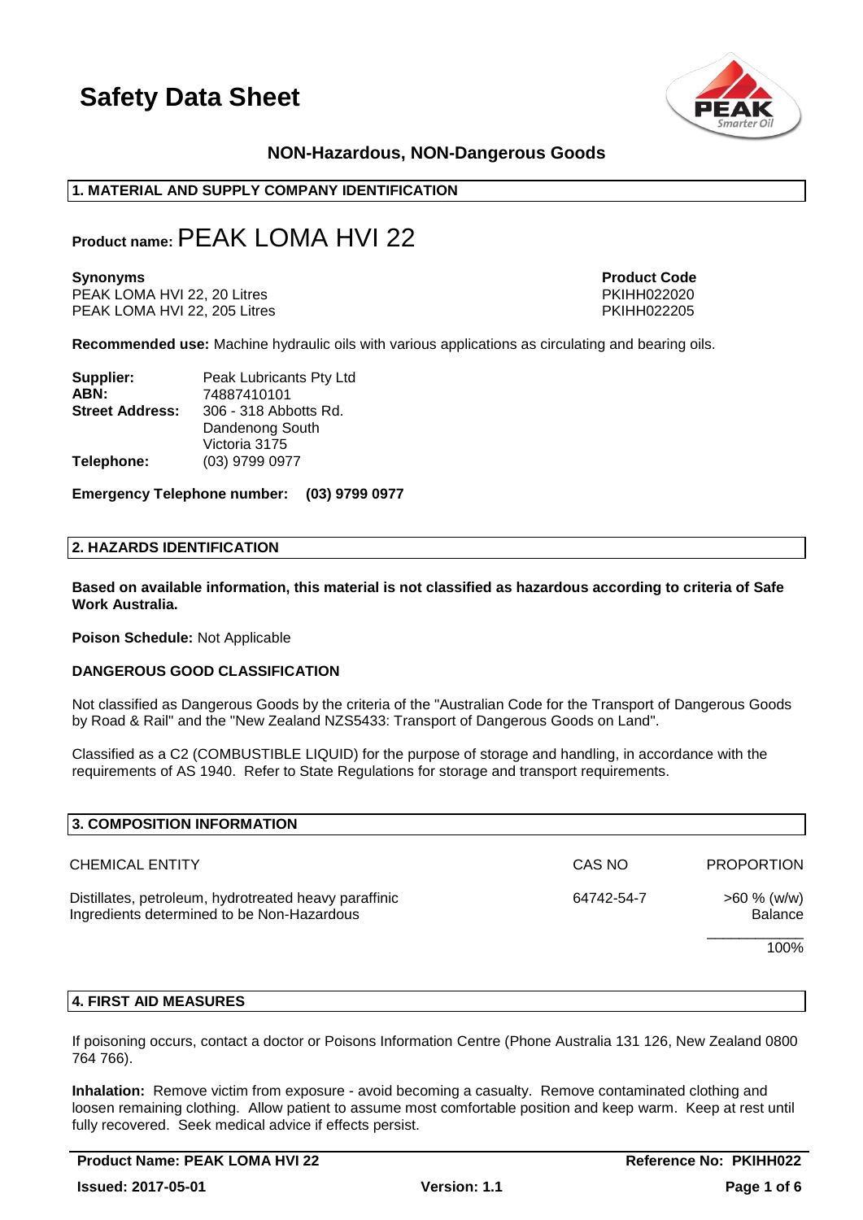# Safety Data Sheet

**NON-Hazardous, NON-Dangerous Goods**

## 1. MATERIAL AND SUPPLY COMPANY IDENTIFICATION

**Product name:** PEAK LOMA HVI 22

| **Synonyms** | **Product Code** |
|---|---|
| PEAK LOMA HVI 22, 20 Litres | PKIHH022020 |
| PEAK LOMA HVI 22, 205 Litres | PKIHH022205 |

**Recommended use:** Machine hydraulic oils with various applications as circulating and bearing oils.

**Supplier:** Peak Lubricants Pty Ltd
**ABN:** 74887410101
**Street Address:** 306 - 318 Abbotts Rd.
Dandenong South
Victoria 3175
**Telephone:** (03) 9799 0977

**Emergency Telephone number: (03) 9799 0977**

## 2. HAZARDS IDENTIFICATION

**Based on available information, this material is not classified as hazardous according to criteria of Safe Work Australia.**

**Poison Schedule:** Not Applicable

**DANGEROUS GOOD CLASSIFICATION**

Not classified as Dangerous Goods by the criteria of the "Australian Code for the Transport of Dangerous Goods by Road & Rail" and the "New Zealand NZS5433: Transport of Dangerous Goods on Land".

Classified as a C2 (COMBUSTIBLE LIQUID) for the purpose of storage and handling, in accordance with the requirements of AS 1940. Refer to State Regulations for storage and transport requirements.

## 3. COMPOSITION INFORMATION

| CHEMICAL ENTITY | CAS NO | PROPORTION |
|---|---|---|
| Distillates, petroleum, hydrotreated heavy paraffinic | 64742-54-7 | >60 % (w/w) |
| Ingredients determined to be Non-Hazardous | | Balance |
| | | 100% |

## 4. FIRST AID MEASURES

If poisoning occurs, contact a doctor or Poisons Information Centre (Phone Australia 131 126, New Zealand 0800 764 766).

**Inhalation:** Remove victim from exposure - avoid becoming a casualty. Remove contaminated clothing and loosen remaining clothing. Allow patient to assume most comfortable position and keep warm. Keep at rest until fully recovered. Seek medical advice if effects persist.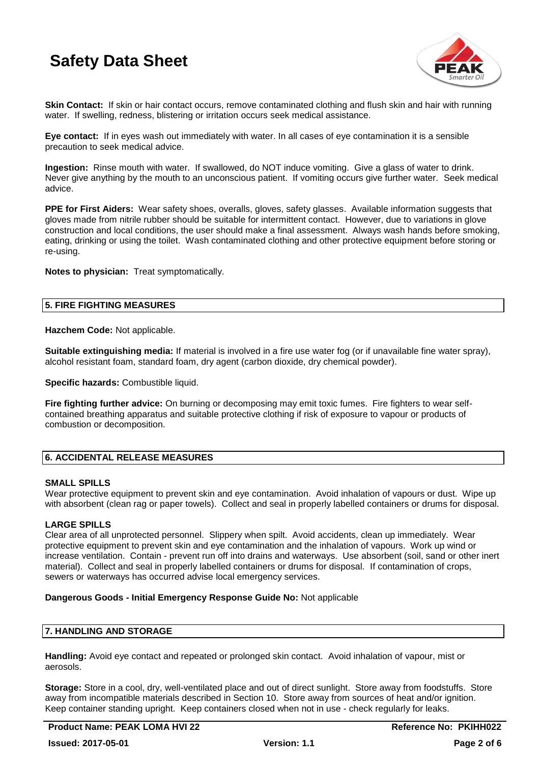**Skin Contact:** If skin or hair contact occurs, remove contaminated clothing and flush skin and hair with running water. If swelling, redness, blistering or irritation occurs seek medical assistance.

**Eye contact:** If in eyes wash out immediately with water. In all cases of eye contamination it is a sensible precaution to seek medical advice.

**Ingestion:** Rinse mouth with water. If swallowed, do NOT induce vomiting. Give a glass of water to drink. Never give anything by the mouth to an unconscious patient. If vomiting occurs give further water. Seek medical advice.

**PPE for First Aiders:** Wear safety shoes, overalls, gloves, safety glasses. Available information suggests that gloves made from nitrile rubber should be suitable for intermittent contact. However, due to variations in glove construction and local conditions, the user should make a final assessment. Always wash hands before smoking, eating, drinking or using the toilet. Wash contaminated clothing and other protective equipment before storing or re-using.

**Notes to physician:** Treat symptomatically.

## 5. FIRE FIGHTING MEASURES

**Hazchem Code:** Not applicable.

**Suitable extinguishing media:** If material is involved in a fire use water fog (or if unavailable fine water spray), alcohol resistant foam, standard foam, dry agent (carbon dioxide, dry chemical powder).

**Specific hazards:** Combustible liquid.

**Fire fighting further advice:** On burning or decomposing may emit toxic fumes. Fire fighters to wear self-contained breathing apparatus and suitable protective clothing if risk of exposure to vapour or products of combustion or decomposition.

## 6. ACCIDENTAL RELEASE MEASURES

### SMALL SPILLS

Wear protective equipment to prevent skin and eye contamination. Avoid inhalation of vapours or dust. Wipe up with absorbent (clean rag or paper towels). Collect and seal in properly labelled containers or drums for disposal.

### LARGE SPILLS

Clear area of all unprotected personnel. Slippery when spilt. Avoid accidents, clean up immediately. Wear protective equipment to prevent skin and eye contamination and the inhalation of vapours. Work up wind or increase ventilation. Contain - prevent run off into drains and waterways. Use absorbent (soil, sand or other inert material). Collect and seal in properly labelled containers or drums for disposal. If contamination of crops, sewers or waterways has occurred advise local emergency services.

**Dangerous Goods - Initial Emergency Response Guide No:** Not applicable

## 7. HANDLING AND STORAGE

**Handling:** Avoid eye contact and repeated or prolonged skin contact. Avoid inhalation of vapour, mist or aerosols.

**Storage:** Store in a cool, dry, well-ventilated place and out of direct sunlight. Store away from foodstuffs. Store away from incompatible materials described in Section 10. Store away from sources of heat and/or ignition. Keep container standing upright. Keep containers closed when not in use - check regularly for leaks.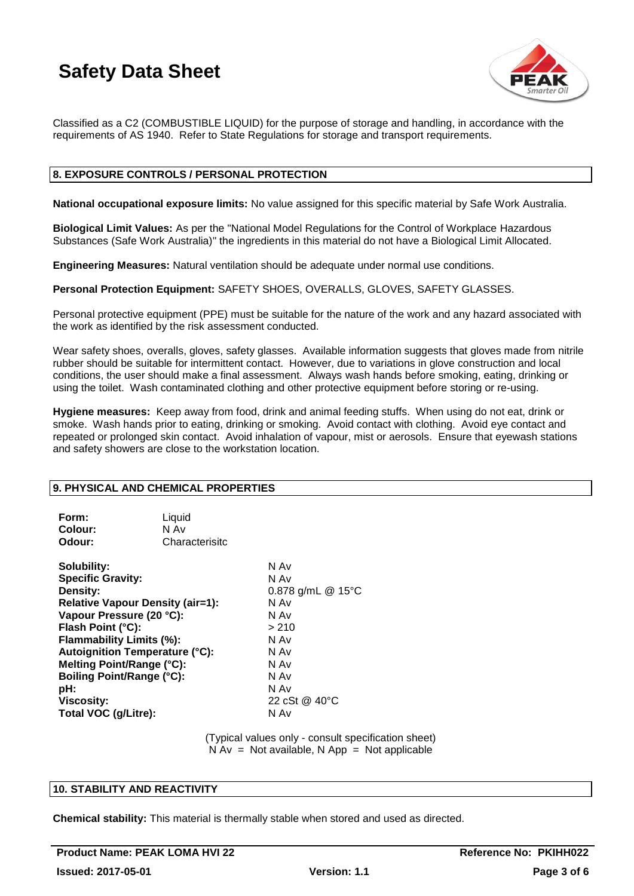Classified as a C2 (COMBUSTIBLE LIQUID) for the purpose of storage and handling, in accordance with the requirements of AS 1940. Refer to State Regulations for storage and transport requirements.

## 8. EXPOSURE CONTROLS / PERSONAL PROTECTION

**National occupational exposure limits:** No value assigned for this specific material by Safe Work Australia.

**Biological Limit Values:** As per the "National Model Regulations for the Control of Workplace Hazardous Substances (Safe Work Australia)" the ingredients in this material do not have a Biological Limit Allocated.

**Engineering Measures:** Natural ventilation should be adequate under normal use conditions.

**Personal Protection Equipment:** SAFETY SHOES, OVERALLS, GLOVES, SAFETY GLASSES.

Personal protective equipment (PPE) must be suitable for the nature of the work and any hazard associated with the work as identified by the risk assessment conducted.

Wear safety shoes, overalls, gloves, safety glasses. Available information suggests that gloves made from nitrile rubber should be suitable for intermittent contact. However, due to variations in glove construction and local conditions, the user should make a final assessment. Always wash hands before smoking, eating, drinking or using the toilet. Wash contaminated clothing and other protective equipment before storing or re-using.

**Hygiene measures:** Keep away from food, drink and animal feeding stuffs. When using do not eat, drink or smoke. Wash hands prior to eating, drinking or smoking. Avoid contact with clothing. Avoid eye contact and repeated or prolonged skin contact. Avoid inhalation of vapour, mist or aerosols. Ensure that eyewash stations and safety showers are close to the workstation location.

## 9. PHYSICAL AND CHEMICAL PROPERTIES

| | |
|---|---|
| **Form:** | Liquid |
| **Colour:** | N Av |
| **Odour:** | Characterisitc |

| | |
|---|---|
| **Solubility:** | N Av |
| **Specific Gravity:** | N Av |
| **Density:** | 0.878 g/mL @ 15°C |
| **Relative Vapour Density (air=1):** | N Av |
| **Vapour Pressure (20 °C):** | N Av |
| **Flash Point (°C):** | > 210 |
| **Flammability Limits (%):** | N Av |
| **Autoignition Temperature (°C):** | N Av |
| **Melting Point/Range (°C):** | N Av |
| **Boiling Point/Range (°C):** | N Av |
| **pH:** | N Av |
| **Viscosity:** | 22 cSt @ 40°C |
| **Total VOC (g/Litre):** | N Av |

(Typical values only - consult specification sheet)
N Av = Not available, N App = Not applicable

## 10. STABILITY AND REACTIVITY

**Chemical stability:** This material is thermally stable when stored and used as directed.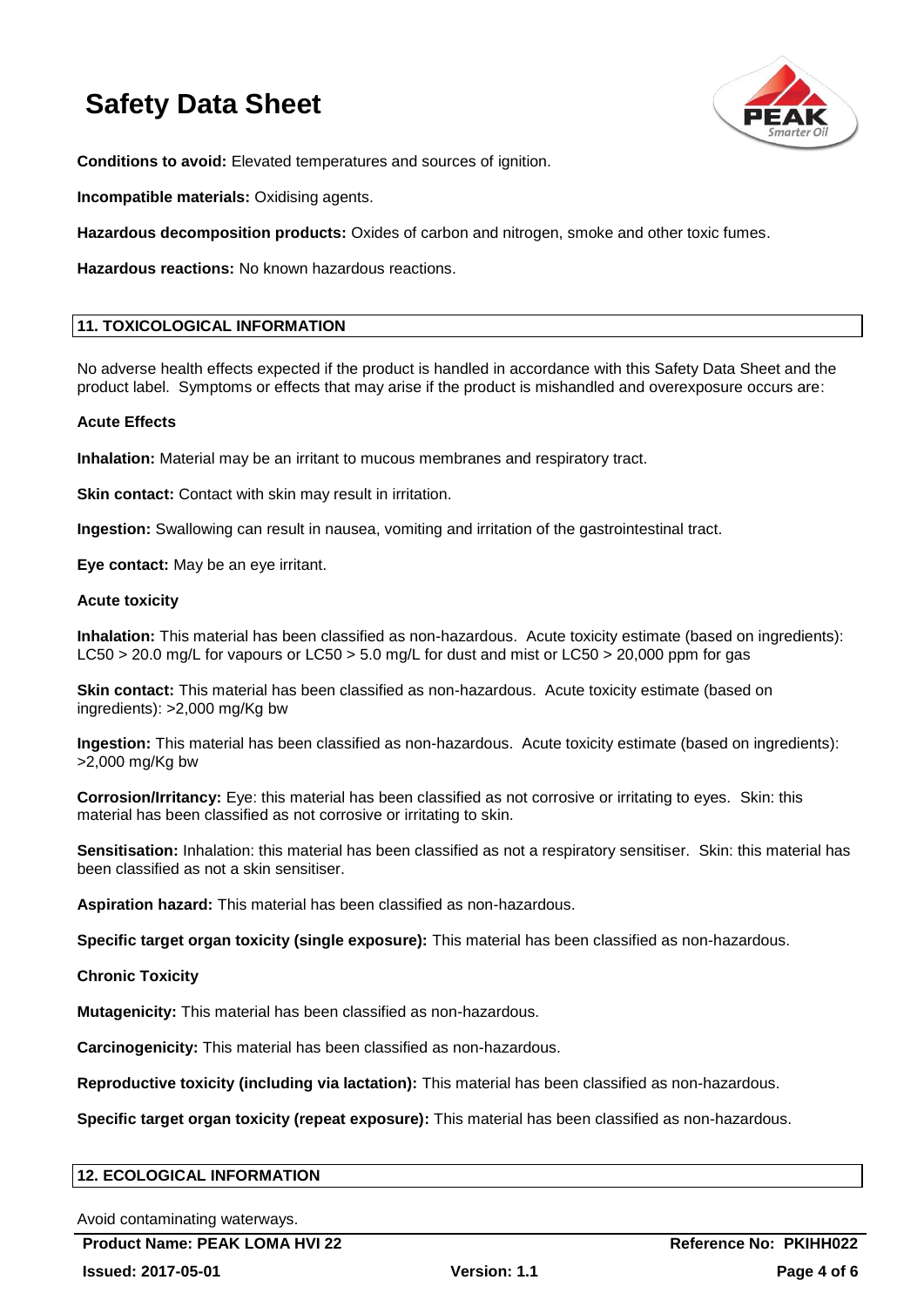**Conditions to avoid:** Elevated temperatures and sources of ignition.

**Incompatible materials:** Oxidising agents.

**Hazardous decomposition products:** Oxides of carbon and nitrogen, smoke and other toxic fumes.

**Hazardous reactions:** No known hazardous reactions.

## 11. TOXICOLOGICAL INFORMATION

No adverse health effects expected if the product is handled in accordance with this Safety Data Sheet and the product label. Symptoms or effects that may arise if the product is mishandled and overexposure occurs are:

**Acute Effects**

**Inhalation:** Material may be an irritant to mucous membranes and respiratory tract.

**Skin contact:** Contact with skin may result in irritation.

**Ingestion:** Swallowing can result in nausea, vomiting and irritation of the gastrointestinal tract.

**Eye contact:** May be an eye irritant.

**Acute toxicity**

**Inhalation:** This material has been classified as non-hazardous. Acute toxicity estimate (based on ingredients): LC50 > 20.0 mg/L for vapours or LC50 > 5.0 mg/L for dust and mist or LC50 > 20,000 ppm for gas

**Skin contact:** This material has been classified as non-hazardous. Acute toxicity estimate (based on ingredients): >2,000 mg/Kg bw

**Ingestion:** This material has been classified as non-hazardous. Acute toxicity estimate (based on ingredients): >2,000 mg/Kg bw

**Corrosion/Irritancy:** Eye: this material has been classified as not corrosive or irritating to eyes. Skin: this material has been classified as not corrosive or irritating to skin.

**Sensitisation:** Inhalation: this material has been classified as not a respiratory sensitiser. Skin: this material has been classified as not a skin sensitiser.

**Aspiration hazard:** This material has been classified as non-hazardous.

**Specific target organ toxicity (single exposure):** This material has been classified as non-hazardous.

**Chronic Toxicity**

**Mutagenicity:** This material has been classified as non-hazardous.

**Carcinogenicity:** This material has been classified as non-hazardous.

**Reproductive toxicity (including via lactation):** This material has been classified as non-hazardous.

**Specific target organ toxicity (repeat exposure):** This material has been classified as non-hazardous.

## 12. ECOLOGICAL INFORMATION

Avoid contaminating waterways.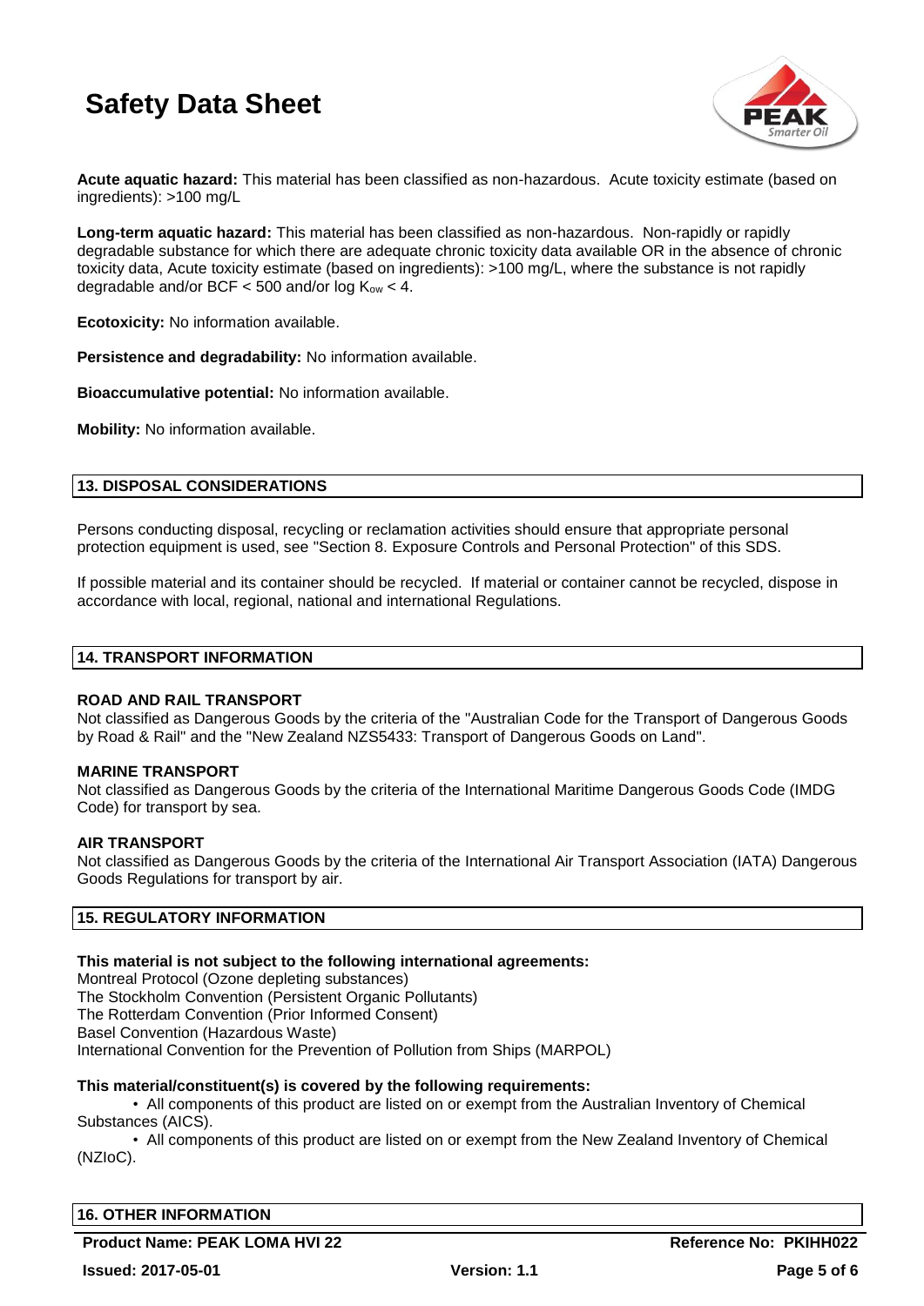**Acute aquatic hazard:** This material has been classified as non-hazardous. Acute toxicity estimate (based on ingredients): >100 mg/L

**Long-term aquatic hazard:** This material has been classified as non-hazardous. Non-rapidly or rapidly degradable substance for which there are adequate chronic toxicity data available OR in the absence of chronic toxicity data, Acute toxicity estimate (based on ingredients): >100 mg/L, where the substance is not rapidly degradable and/or BCF < 500 and/or log $K_{ow}$ < 4.

**Ecotoxicity:** No information available.

**Persistence and degradability:** No information available.

**Bioaccumulative potential:** No information available.

**Mobility:** No information available.

## 13. DISPOSAL CONSIDERATIONS

Persons conducting disposal, recycling or reclamation activities should ensure that appropriate personal protection equipment is used, see "Section 8. Exposure Controls and Personal Protection" of this SDS.

If possible material and its container should be recycled. If material or container cannot be recycled, dispose in accordance with local, regional, national and international Regulations.

## 14. TRANSPORT INFORMATION

**ROAD AND RAIL TRANSPORT**
Not classified as Dangerous Goods by the criteria of the "Australian Code for the Transport of Dangerous Goods by Road & Rail" and the "New Zealand NZS5433: Transport of Dangerous Goods on Land".

**MARINE TRANSPORT**
Not classified as Dangerous Goods by the criteria of the International Maritime Dangerous Goods Code (IMDG Code) for transport by sea.

**AIR TRANSPORT**
Not classified as Dangerous Goods by the criteria of the International Air Transport Association (IATA) Dangerous Goods Regulations for transport by air.

## 15. REGULATORY INFORMATION

**This material is not subject to the following international agreements:**
Montreal Protocol (Ozone depleting substances)
The Stockholm Convention (Persistent Organic Pollutants)
The Rotterdam Convention (Prior Informed Consent)
Basel Convention (Hazardous Waste)
International Convention for the Prevention of Pollution from Ships (MARPOL)

**This material/constituent(s) is covered by the following requirements:**

- All components of this product are listed on or exempt from the Australian Inventory of Chemical Substances (AICS).
- All components of this product are listed on or exempt from the New Zealand Inventory of Chemical (NZIoC).

## 16. OTHER INFORMATION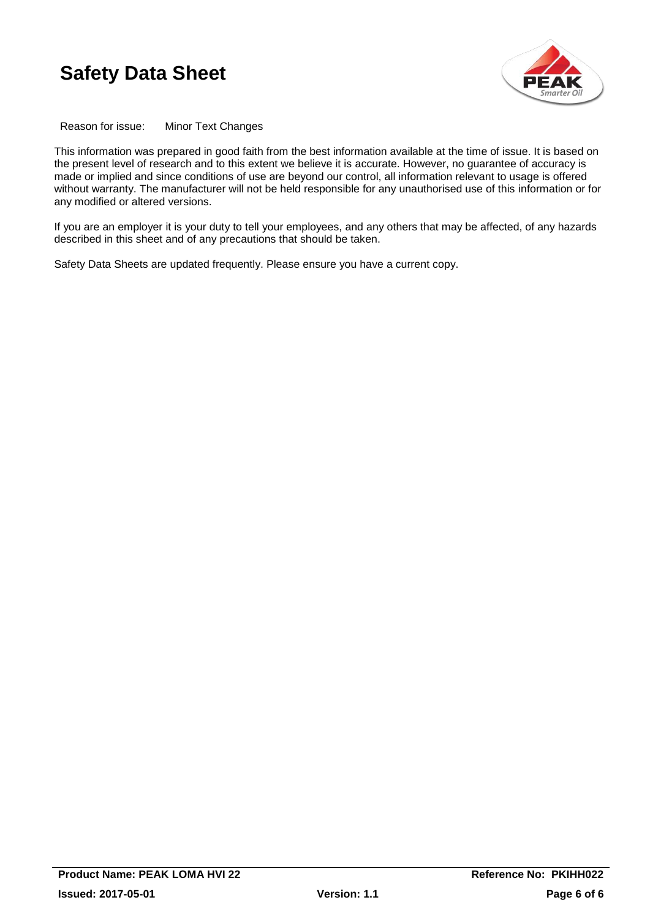Reason for issue: Minor Text Changes

This information was prepared in good faith from the best information available at the time of issue. It is based on the present level of research and to this extent we believe it is accurate. However, no guarantee of accuracy is made or implied and since conditions of use are beyond our control, all information relevant to usage is offered without warranty. The manufacturer will not be held responsible for any unauthorised use of this information or for any modified or altered versions.

If you are an employer it is your duty to tell your employees, and any others that may be affected, of any hazards described in this sheet and of any precautions that should be taken.

Safety Data Sheets are updated frequently. Please ensure you have a current copy.